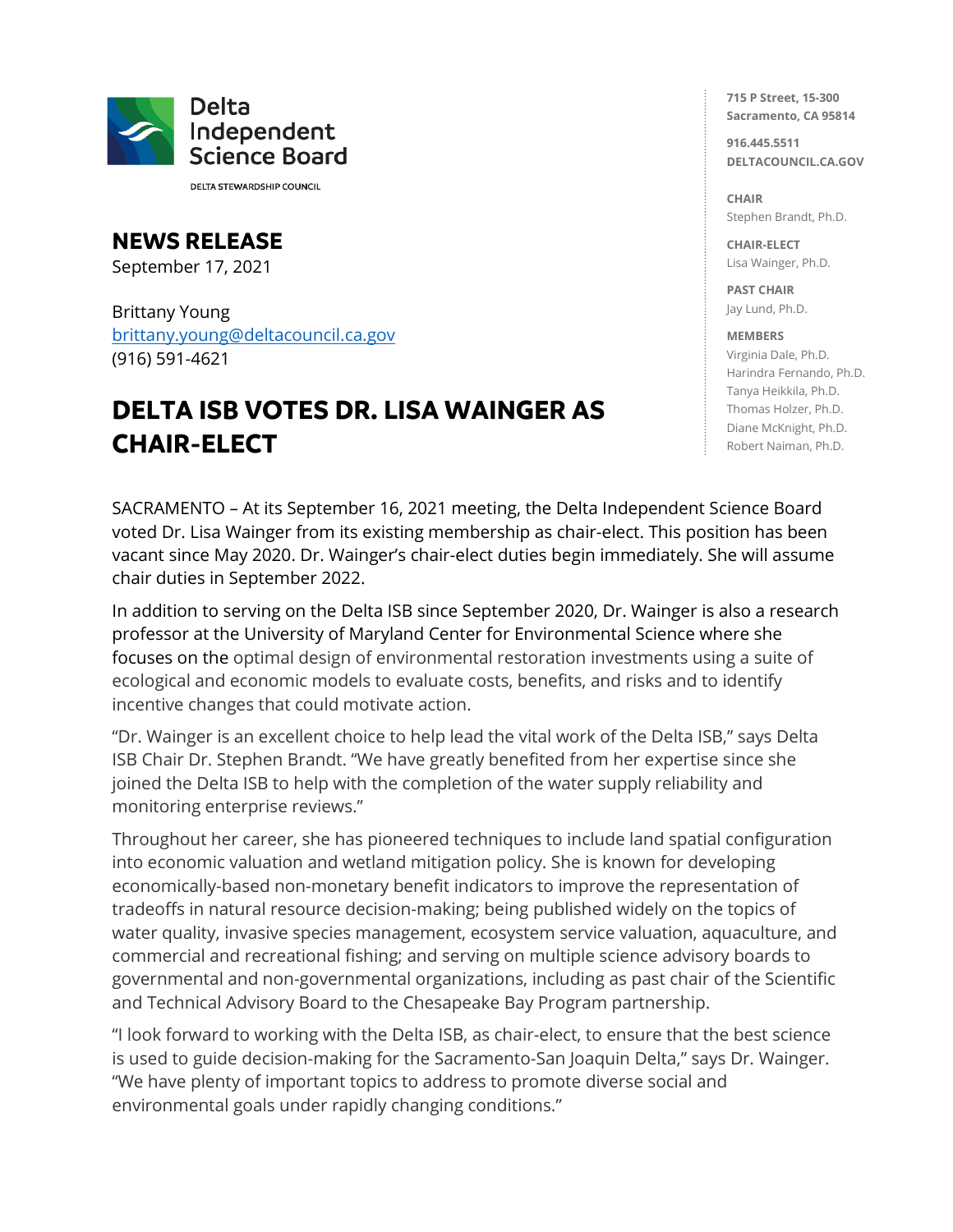Delta Independent Science Board

DELTA STEWARDSHIP COUNCIL

715 P Street, 15-300
Sacramento, CA 95814

916.445.5511
DELTACOUNCIL.CA.GOV

**CHAIR**
Stephen Brandt, Ph.D.

**CHAIR-ELECT**
Lisa Wainger, Ph.D.

**PAST CHAIR**
Jay Lund, Ph.D.

**MEMBERS**
Virginia Dale, Ph.D.
Harindra Fernando, Ph.D.
Tanya Heikkila, Ph.D.
Thomas Holzer, Ph.D.
Diane McKnight, Ph.D.
Robert Naiman, Ph.D.

## NEWS RELEASE

September 17, 2021

Brittany Young
brittany.young@deltacouncil.ca.gov
(916) 591-4621

# DELTA ISB VOTES DR. LISA WAINGER AS CHAIR-ELECT

SACRAMENTO – At its September 16, 2021 meeting, the Delta Independent Science Board voted Dr. Lisa Wainger from its existing membership as chair-elect. This position has been vacant since May 2020. Dr. Wainger's chair-elect duties begin immediately. She will assume chair duties in September 2022.

In addition to serving on the Delta ISB since September 2020, Dr. Wainger is also a research professor at the University of Maryland Center for Environmental Science where she focuses on the optimal design of environmental restoration investments using a suite of ecological and economic models to evaluate costs, benefits, and risks and to identify incentive changes that could motivate action.

"Dr. Wainger is an excellent choice to help lead the vital work of the Delta ISB," says Delta ISB Chair Dr. Stephen Brandt. "We have greatly benefited from her expertise since she joined the Delta ISB to help with the completion of the water supply reliability and monitoring enterprise reviews."

Throughout her career, she has pioneered techniques to include land spatial configuration into economic valuation and wetland mitigation policy. She is known for developing economically-based non-monetary benefit indicators to improve the representation of tradeoffs in natural resource decision-making; being published widely on the topics of water quality, invasive species management, ecosystem service valuation, aquaculture, and commercial and recreational fishing; and serving on multiple science advisory boards to governmental and non-governmental organizations, including as past chair of the Scientific and Technical Advisory Board to the Chesapeake Bay Program partnership.

"I look forward to working with the Delta ISB, as chair-elect, to ensure that the best science is used to guide decision-making for the Sacramento-San Joaquin Delta," says Dr. Wainger. "We have plenty of important topics to address to promote diverse social and environmental goals under rapidly changing conditions."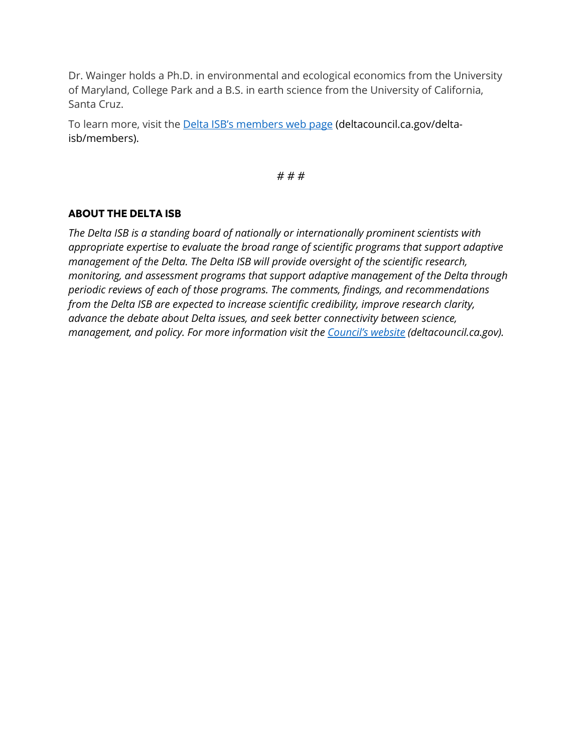Dr. Wainger holds a Ph.D. in environmental and ecological economics from the University of Maryland, College Park and a B.S. in earth science from the University of California, Santa Cruz.

To learn more, visit the [Delta ISB's members web page](deltacouncil.ca.gov/delta-isb/members) (deltacouncil.ca.gov/delta-isb/members).

# # #

**ABOUT THE DELTA ISB**

*The Delta ISB is a standing board of nationally or internationally prominent scientists with appropriate expertise to evaluate the broad range of scientific programs that support adaptive management of the Delta. The Delta ISB will provide oversight of the scientific research, monitoring, and assessment programs that support adaptive management of the Delta through periodic reviews of each of those programs. The comments, findings, and recommendations from the Delta ISB are expected to increase scientific credibility, improve research clarity, advance the debate about Delta issues, and seek better connectivity between science, management, and policy. For more information visit the [Council's website](deltacouncil.ca.gov) (deltacouncil.ca.gov).*